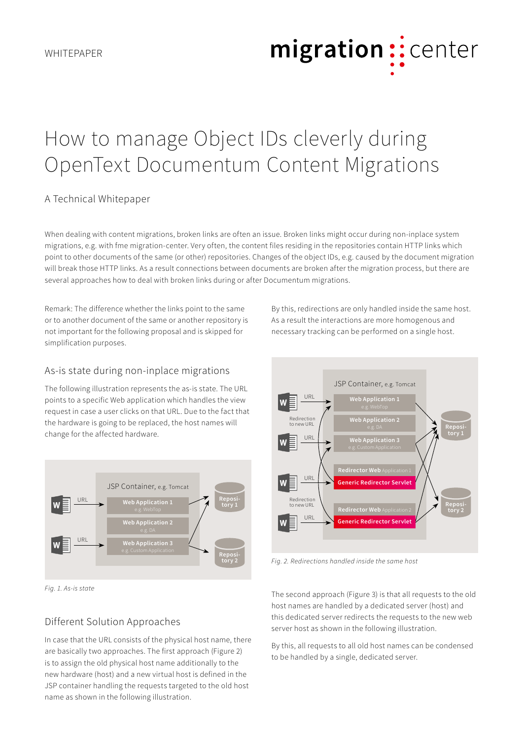WHITEPAPER

# How to manage Object IDs cleverly during OpenText Documentum Content Migrations

A Technical Whitepaper

When dealing with content migrations, broken links are often an issue. Broken links might occur during non-inplace system migrations, e.g. with fme migration-center. Very often, the content files residing in the repositories contain HTTP links which point to other documents of the same (or other) repositories. Changes of the object IDs, e.g. caused by the document migration will break those HTTP links. As a result connections between documents are broken after the migration process, but there are several approaches how to deal with broken links during or after Documentum migrations.

Remark: The difference whether the links point to the same or to another document of the same or another repository is not important for the following proposal and is skipped for simplification purposes.

## As-is state during non-inplace migrations

The following illustration represents the as-is state. The URL points to a specific Web application which handles the view request in case a user clicks on that URL. Due to the fact that the hardware is going to be replaced, the host names will change for the affected hardware.

*Fig. 1. As-is state*

## Different Solution Approaches

In case that the URL consists of the physical host name, there are basically two approaches. The first approach (Figure 2) is to assign the old physical host name additionally to the new hardware (host) and a new virtual host is defined in the JSP container handling the requests targeted to the old host name as shown in the following illustration.

By this, redirections are only handled inside the same host. As a result the interactions are more homogenous and necessary tracking can be performed on a single host.

*Fig. 2. Redirections handled inside the same host*

The second approach (Figure 3) is that all requests to the old host names are handled by a dedicated server (host) and this dedicated server redirects the requests to the new web server host as shown in the following illustration.

By this, all requests to all old host names can be condensed to be handled by a single, dedicated server.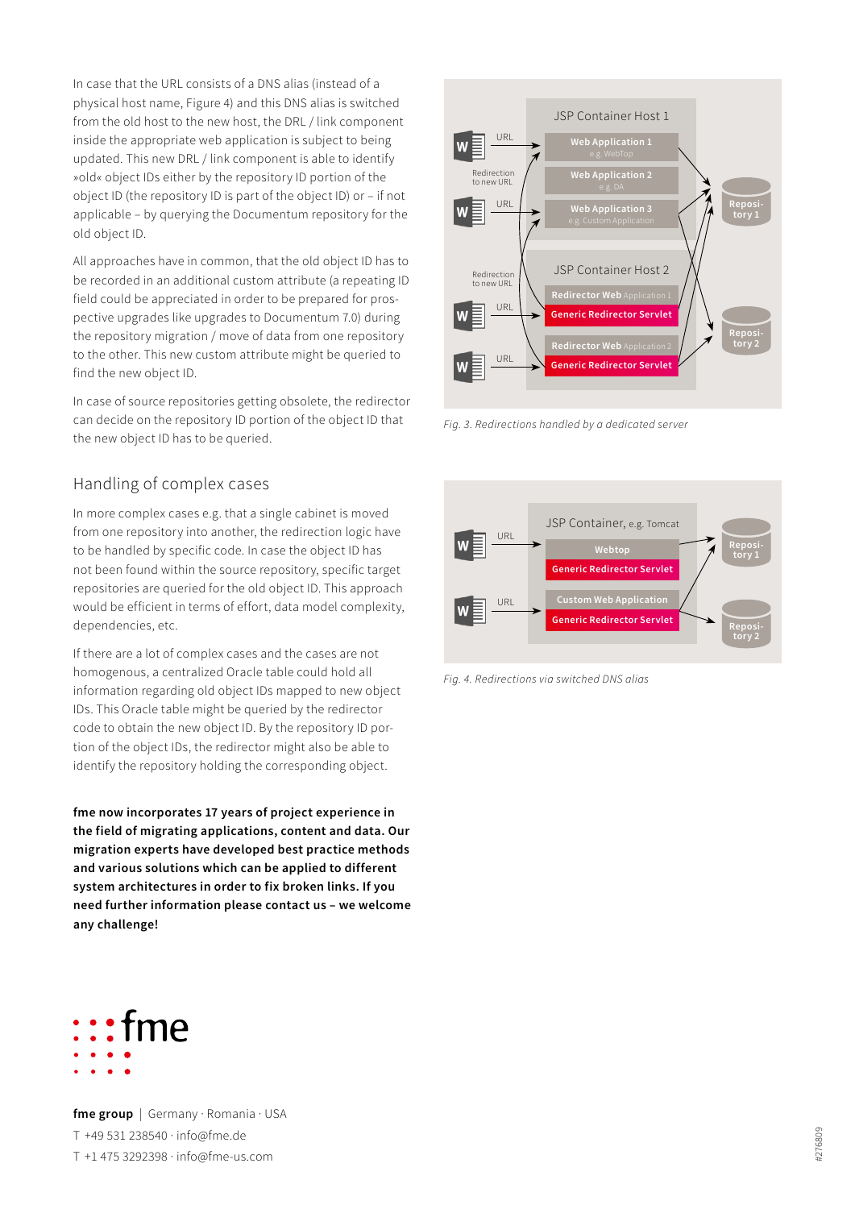In case that the URL consists of a DNS alias (instead of a physical host name, Figure 4) and this DNS alias is switched from the old host to the new host, the DRL / link component inside the appropriate web application is subject to being updated. This new DRL / link component is able to identify »old« object IDs either by the repository ID portion of the object ID (the repository ID is part of the object ID) or – if not applicable – by querying the Documentum repository for the old object ID.

All approaches have in common, that the old object ID has to be recorded in an additional custom attribute (a repeating ID field could be appreciated in order to be prepared for prospective upgrades like upgrades to Documentum 7.0) during the repository migration / move of data from one repository to the other. This new custom attribute might be queried to find the new object ID.

In case of source repositories getting obsolete, the redirector can decide on the repository ID portion of the object ID that the new object ID has to be queried.

## Handling of complex cases

In more complex cases e.g. that a single cabinet is moved from one repository into another, the redirection logic have to be handled by specific code. In case the object ID has not been found within the source repository, specific target repositories are queried for the old object ID. This approach would be efficient in terms of effort, data model complexity, dependencies, etc.

If there are a lot of complex cases and the cases are not homogenous, a centralized Oracle table could hold all information regarding old object IDs mapped to new object IDs. This Oracle table might be queried by the redirector code to obtain the new object ID. By the repository ID portion of the object IDs, the redirector might also be able to identify the repository holding the corresponding object.

**fme now incorporates 17 years of project experience in the field of migrating applications, content and data. Our migration experts have developed best practice methods and various solutions which can be applied to different system architectures in order to fix broken links. If you need further information please contact us – we welcome any challenge!**

JSP Container Host 1
URL
Web Application 1
e.g. WebTop
Redirection to new URL
Web Application 2
e.g. DA
URL
Web Application 3
e.g. Custom Application
Repository 1
JSP Container Host 2
Redirection to new URL
Redirector Web Application 1
URL
Generic Redirector Servlet
Repository 2
Redirector Web Application 2
URL
Generic Redirector Servlet

*Fig. 3. Redirections handled by a dedicated server*

JSP Container, e.g. Tomcat
URL
Webtop
Repository 1
Generic Redirector Servlet
URL
Custom Web Application
Generic Redirector Servlet
Repository 2

*Fig. 4. Redirections via switched DNS alias*

fme

**fme group** | Germany · Romania · USA
T +49 531 238540 · info@fme.de
T +1 475 3292398 · info@fme-us.com

#276809